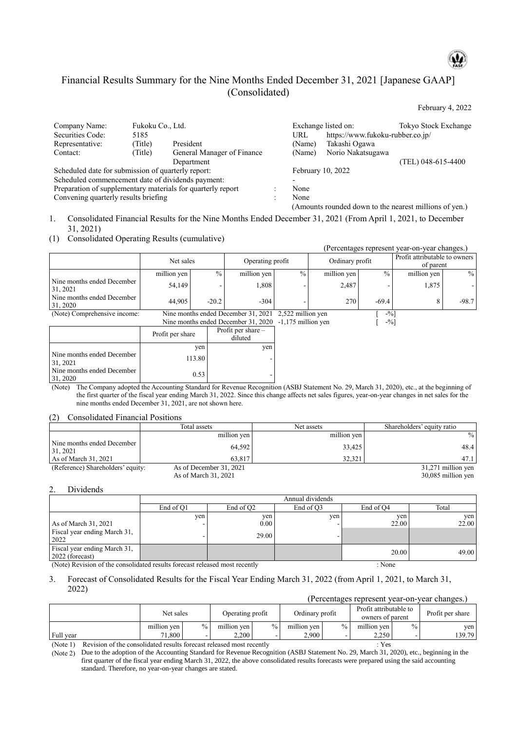# Financial Results Summary for the Nine Months Ended December 31, 2021 [Japanese GAAP] (Consolidated)

February 4, 2022

| | | | | | |
|---|---|---|---|---|---|
| Company Name: | Fukoku Co., Ltd. | | Exchange listed on: | | Tokyo Stock Exchange |
| Securities Code: | 5185 | | URL | https://www.fukoku-rubber.co.jp/ | |
| Representative: | (Title) | President | (Name) | Takashi Ogawa | |
| Contact: | (Title) | General Manager of Finance Department | (Name) | Norio Nakatsugawa | (TEL) 048-615-4400 |

Scheduled date for submission of quarterly report: February 10, 2022
Scheduled commencement date of dividends payment: -
Preparation of supplementary materials for quarterly report : None
Convening quarterly results briefing : None

(Amounts rounded down to the nearest millions of yen.)

1. Consolidated Financial Results for the Nine Months Ended December 31, 2021 (From April 1, 2021, to December 31, 2021)

(1) Consolidated Operating Results (cumulative)

(Percentages represent year-on-year changes.)

| | Net sales | | Operating profit | | Ordinary profit | | Profit attributable to owners of parent | |
|---|---|---|---|---|---|---|---|---|
| | million yen | % | million yen | % | million yen | % | million yen | % |
| Nine months ended December 31, 2021 | 54,149 | - | 1,808 | - | 2,487 | - | 1,875 | - |
| Nine months ended December 31, 2020 | 44,905 | -20.2 | -304 | - | 270 | -69.4 | 8 | -98.7 |

(Note) Comprehensive income: Nine months ended December 31, 2021 2,522 million yen [ -%]
Nine months ended December 31, 2020 -1,175 million yen [ -%]

| | Profit per share | Profit per share – diluted |
|---|---|---|
| | yen | yen |
| Nine months ended December 31, 2021 | 113.80 | - |
| Nine months ended December 31, 2020 | 0.53 | - |

(Note) The Company adopted the Accounting Standard for Revenue Recognition (ASBJ Statement No. 29, March 31, 2020), etc., at the beginning of the first quarter of the fiscal year ending March 31, 2022. Since this change affects net sales figures, year-on-year changes in net sales for the nine months ended December 31, 2021, are not shown here.

(2) Consolidated Financial Positions

| | Total assets | Net assets | Shareholders' equity ratio |
|---|---|---|---|
| | million yen | million yen | % |
| Nine months ended December 31, 2021 | 64,592 | 33,425 | 48.4 |
| As of March 31, 2021 | 63,817 | 32,321 | 47.1 |

(Reference) Shareholders' equity: As of December 31, 2021 31,271 million yen
As of March 31, 2021 30,085 million yen

2. Dividends

| | Annual dividends | | | | |
|---|---|---|---|---|---|
| | End of Q1 | End of Q2 | End of Q3 | End of Q4 | Total |
| | yen | yen | yen | yen | yen |
| As of March 31, 2021 | - | 0.00 | - | 22.00 | 22.00 |
| Fiscal year ending March 31, 2022 | - | 29.00 | - | | |
| Fiscal year ending March 31, 2022 (forecast) | | | | 20.00 | 49.00 |

(Note) Revision of the consolidated results forecast released most recently : None

3. Forecast of Consolidated Results for the Fiscal Year Ending March 31, 2022 (from April 1, 2021, to March 31, 2022)

(Percentages represent year-on-year changes.)

| | Net sales | | Operating profit | | Ordinary profit | | Profit attributable to owners of parent | | Profit per share |
|---|---|---|---|---|---|---|---|---|---|
| | million yen | % | million yen | % | million yen | % | million yen | % | yen |
| Full year | 71,800 | - | 2,200 | - | 2,900 | - | 2,250 | - | 139.79 |

(Note 1) Revision of the consolidated results forecast released most recently : Yes
(Note 2) Due to the adoption of the Accounting Standard for Revenue Recognition (ASBJ Statement No. 29, March 31, 2020), etc., beginning in the first quarter of the fiscal year ending March 31, 2022, the above consolidated results forecasts were prepared using the said accounting standard. Therefore, no year-on-year changes are stated.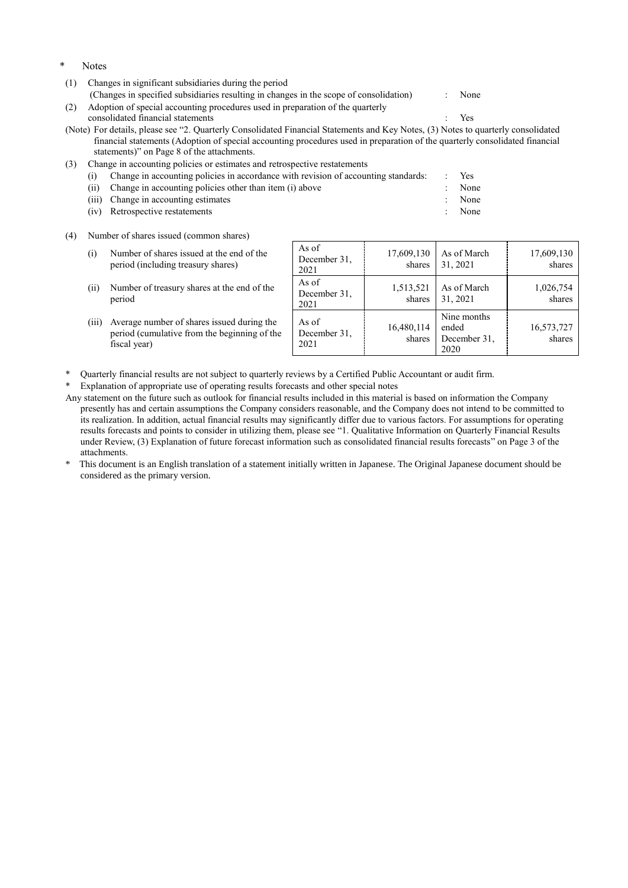\* Notes

(1) Changes in significant subsidiaries during the period
(Changes in specified subsidiaries resulting in changes in the scope of consolidation) : None

(2) Adoption of special accounting procedures used in preparation of the quarterly consolidated financial statements : Yes

(Note) For details, please see "2. Quarterly Consolidated Financial Statements and Key Notes, (3) Notes to quarterly consolidated financial statements (Adoption of special accounting procedures used in preparation of the quarterly consolidated financial statements)" on Page 8 of the attachments.

(3) Change in accounting policies or estimates and retrospective restatements

- (i) Change in accounting policies in accordance with revision of accounting standards: : Yes
- (ii) Change in accounting policies other than item (i) above : None
- (iii) Change in accounting estimates : None
- (iv) Retrospective restatements : None

(4) Number of shares issued (common shares)

| | | | | |
|---|---|---|---|---|
| (i) Number of shares issued at the end of the period (including treasury shares) | As of December 31, 2021 | 17,609,130 shares | As of March 31, 2021 | 17,609,130 shares |
| (ii) Number of treasury shares at the end of the period | As of December 31, 2021 | 1,513,521 shares | As of March 31, 2021 | 1,026,754 shares |
| (iii) Average number of shares issued during the period (cumulative from the beginning of the fiscal year) | As of December 31, 2021 | 16,480,114 shares | Nine months ended December 31, 2020 | 16,573,727 shares |

\* Quarterly financial results are not subject to quarterly reviews by a Certified Public Accountant or audit firm.

\* Explanation of appropriate use of operating results forecasts and other special notes

Any statement on the future such as outlook for financial results included in this material is based on information the Company presently has and certain assumptions the Company considers reasonable, and the Company does not intend to be committed to its realization. In addition, actual financial results may significantly differ due to various factors. For assumptions for operating results forecasts and points to consider in utilizing them, please see "1. Qualitative Information on Quarterly Financial Results under Review, (3) Explanation of future forecast information such as consolidated financial results forecasts" on Page 3 of the attachments.

\* This document is an English translation of a statement initially written in Japanese. The Original Japanese document should be considered as the primary version.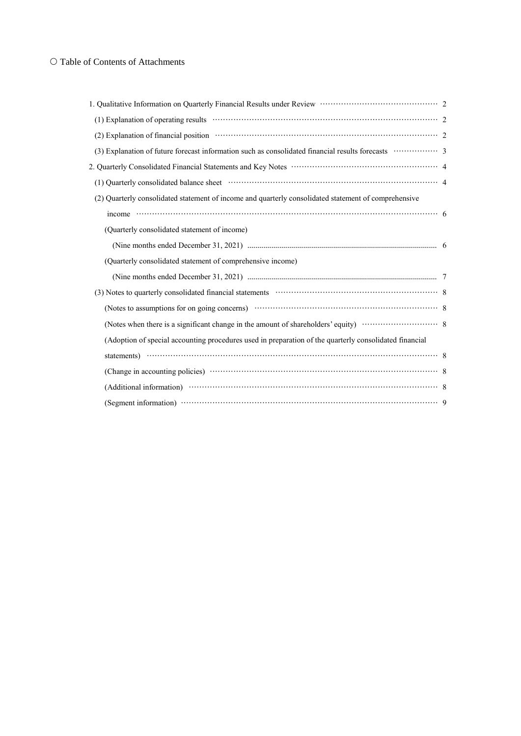○ Table of Contents of Attachments

1. Qualitative Information on Quarterly Financial Results under Review ……… 2
   - (1) Explanation of operating results ……… 2
   - (2) Explanation of financial position ……… 2
   - (3) Explanation of future forecast information such as consolidated financial results forecasts ……… 3
2. Quarterly Consolidated Financial Statements and Key Notes ……… 4
   - (1) Quarterly consolidated balance sheet ……… 4
   - (2) Quarterly consolidated statement of income and quarterly consolidated statement of comprehensive income ……… 6
     - (Quarterly consolidated statement of income)
       - (Nine months ended December 31, 2021) ……… 6
     - (Quarterly consolidated statement of comprehensive income)
       - (Nine months ended December 31, 2021) ……… 7
   - (3) Notes to quarterly consolidated financial statements ……… 8
     - (Notes to assumptions for on going concerns) ……… 8
     - (Notes when there is a significant change in the amount of shareholders' equity) ……… 8
     - (Adoption of special accounting procedures used in preparation of the quarterly consolidated financial statements) ……… 8
     - (Change in accounting policies) ……… 8
     - (Additional information) ……… 8
     - (Segment information) ……… 9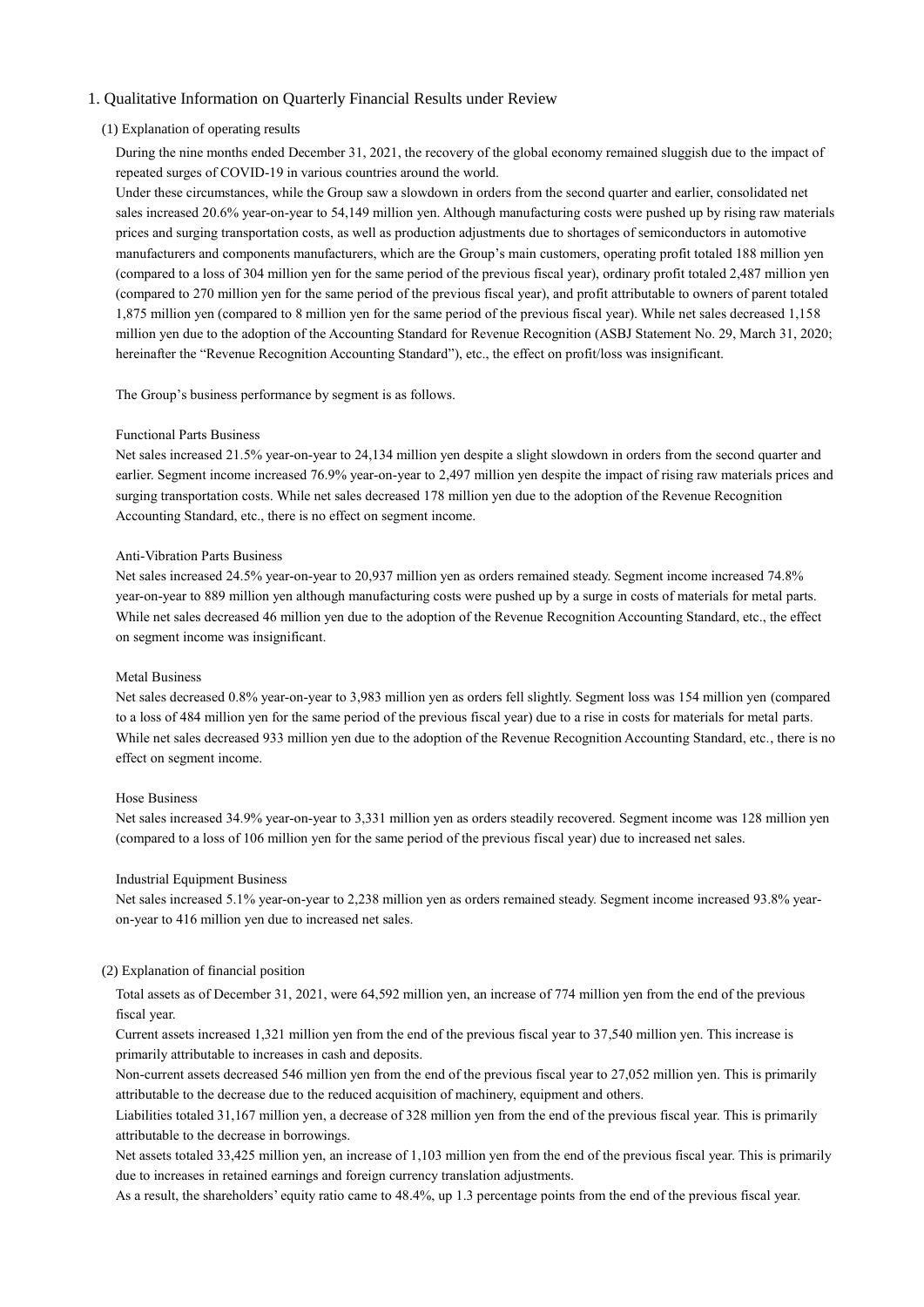# 1. Qualitative Information on Quarterly Financial Results under Review

## (1) Explanation of operating results

During the nine months ended December 31, 2021, the recovery of the global economy remained sluggish due to the impact of repeated surges of COVID-19 in various countries around the world.

Under these circumstances, while the Group saw a slowdown in orders from the second quarter and earlier, consolidated net sales increased 20.6% year-on-year to 54,149 million yen. Although manufacturing costs were pushed up by rising raw materials prices and surging transportation costs, as well as production adjustments due to shortages of semiconductors in automotive manufacturers and components manufacturers, which are the Group's main customers, operating profit totaled 188 million yen (compared to a loss of 304 million yen for the same period of the previous fiscal year), ordinary profit totaled 2,487 million yen (compared to 270 million yen for the same period of the previous fiscal year), and profit attributable to owners of parent totaled 1,875 million yen (compared to 8 million yen for the same period of the previous fiscal year). While net sales decreased 1,158 million yen due to the adoption of the Accounting Standard for Revenue Recognition (ASBJ Statement No. 29, March 31, 2020; hereinafter the "Revenue Recognition Accounting Standard"), etc., the effect on profit/loss was insignificant.

The Group's business performance by segment is as follows.

### Functional Parts Business

Net sales increased 21.5% year-on-year to 24,134 million yen despite a slight slowdown in orders from the second quarter and earlier. Segment income increased 76.9% year-on-year to 2,497 million yen despite the impact of rising raw materials prices and surging transportation costs. While net sales decreased 178 million yen due to the adoption of the Revenue Recognition Accounting Standard, etc., there is no effect on segment income.

### Anti-Vibration Parts Business

Net sales increased 24.5% year-on-year to 20,937 million yen as orders remained steady. Segment income increased 74.8% year-on-year to 889 million yen although manufacturing costs were pushed up by a surge in costs of materials for metal parts. While net sales decreased 46 million yen due to the adoption of the Revenue Recognition Accounting Standard, etc., the effect on segment income was insignificant.

### Metal Business

Net sales decreased 0.8% year-on-year to 3,983 million yen as orders fell slightly. Segment loss was 154 million yen (compared to a loss of 484 million yen for the same period of the previous fiscal year) due to a rise in costs for materials for metal parts. While net sales decreased 933 million yen due to the adoption of the Revenue Recognition Accounting Standard, etc., there is no effect on segment income.

### Hose Business

Net sales increased 34.9% year-on-year to 3,331 million yen as orders steadily recovered. Segment income was 128 million yen (compared to a loss of 106 million yen for the same period of the previous fiscal year) due to increased net sales.

### Industrial Equipment Business

Net sales increased 5.1% year-on-year to 2,238 million yen as orders remained steady. Segment income increased 93.8% year-on-year to 416 million yen due to increased net sales.

## (2) Explanation of financial position

Total assets as of December 31, 2021, were 64,592 million yen, an increase of 774 million yen from the end of the previous fiscal year.

Current assets increased 1,321 million yen from the end of the previous fiscal year to 37,540 million yen. This increase is primarily attributable to increases in cash and deposits.

Non-current assets decreased 546 million yen from the end of the previous fiscal year to 27,052 million yen. This is primarily attributable to the decrease due to the reduced acquisition of machinery, equipment and others.

Liabilities totaled 31,167 million yen, a decrease of 328 million yen from the end of the previous fiscal year. This is primarily attributable to the decrease in borrowings.

Net assets totaled 33,425 million yen, an increase of 1,103 million yen from the end of the previous fiscal year. This is primarily due to increases in retained earnings and foreign currency translation adjustments.

As a result, the shareholders' equity ratio came to 48.4%, up 1.3 percentage points from the end of the previous fiscal year.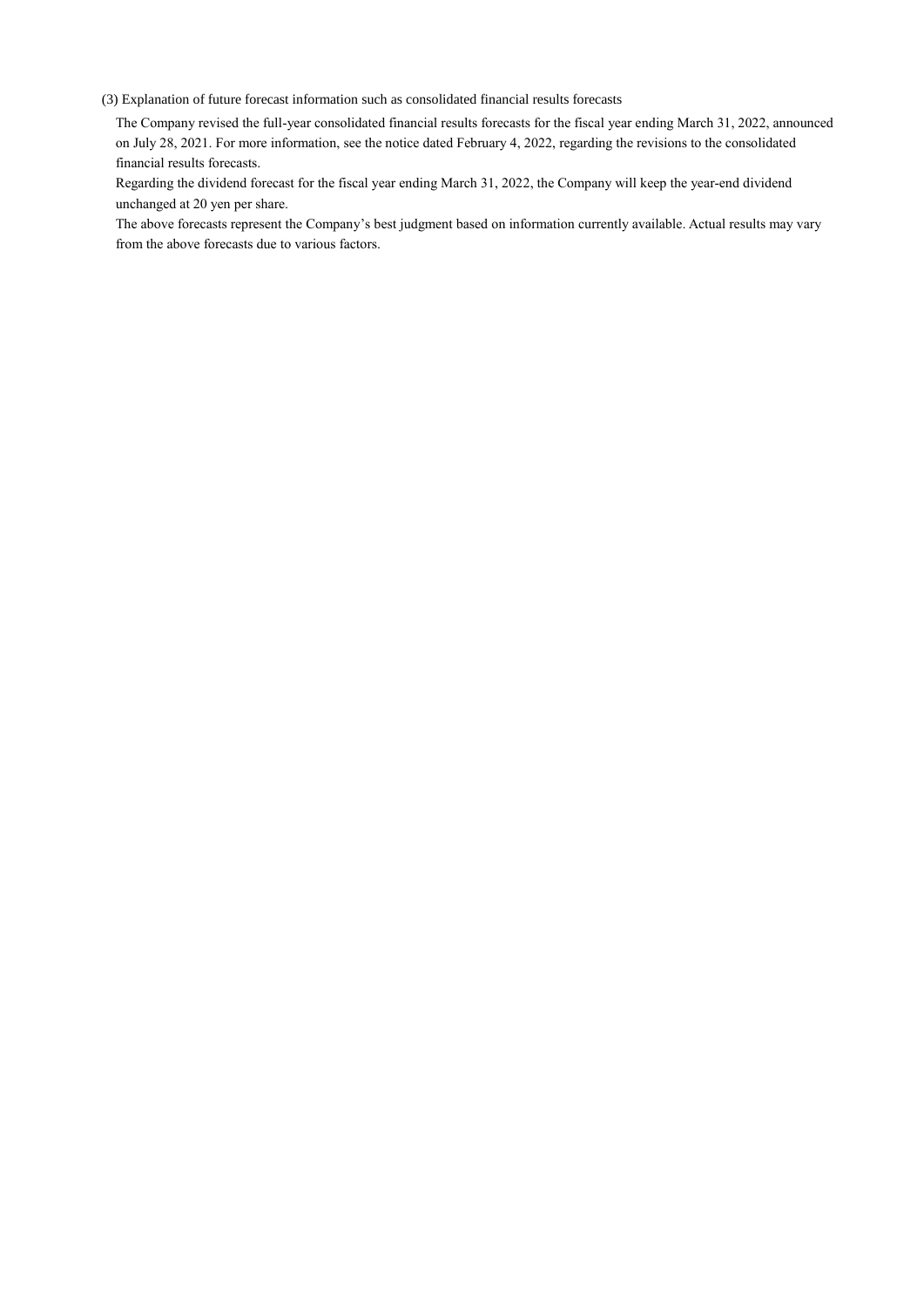### (3) Explanation of future forecast information such as consolidated financial results forecasts

The Company revised the full-year consolidated financial results forecasts for the fiscal year ending March 31, 2022, announced on July 28, 2021. For more information, see the notice dated February 4, 2022, regarding the revisions to the consolidated financial results forecasts.

Regarding the dividend forecast for the fiscal year ending March 31, 2022, the Company will keep the year-end dividend unchanged at 20 yen per share.

The above forecasts represent the Company's best judgment based on information currently available. Actual results may vary from the above forecasts due to various factors.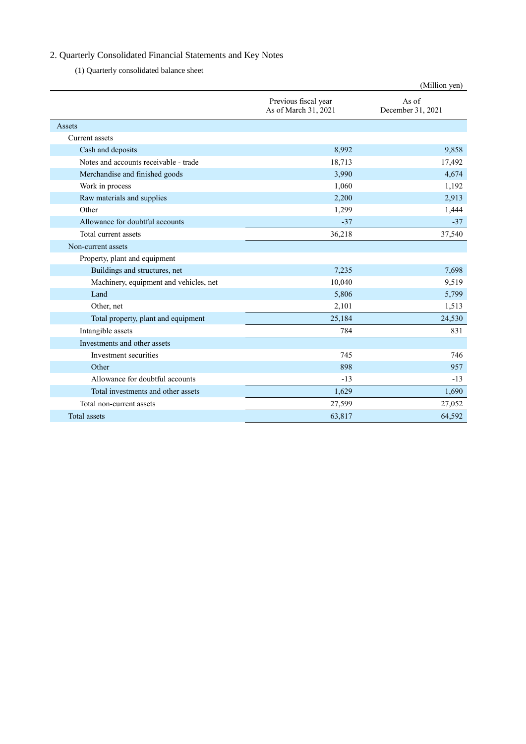## 2. Quarterly Consolidated Financial Statements and Key Notes

### (1) Quarterly consolidated balance sheet

(Million yen)

| | Previous fiscal year As of March 31, 2021 | As of December 31, 2021 |
|---|---|---|
| Assets | | |
| Current assets | | |
| Cash and deposits | 8,992 | 9,858 |
| Notes and accounts receivable - trade | 18,713 | 17,492 |
| Merchandise and finished goods | 3,990 | 4,674 |
| Work in process | 1,060 | 1,192 |
| Raw materials and supplies | 2,200 | 2,913 |
| Other | 1,299 | 1,444 |
| Allowance for doubtful accounts | -37 | -37 |
| Total current assets | 36,218 | 37,540 |
| Non-current assets | | |
| Property, plant and equipment | | |
| Buildings and structures, net | 7,235 | 7,698 |
| Machinery, equipment and vehicles, net | 10,040 | 9,519 |
| Land | 5,806 | 5,799 |
| Other, net | 2,101 | 1,513 |
| Total property, plant and equipment | 25,184 | 24,530 |
| Intangible assets | 784 | 831 |
| Investments and other assets | | |
| Investment securities | 745 | 746 |
| Other | 898 | 957 |
| Allowance for doubtful accounts | -13 | -13 |
| Total investments and other assets | 1,629 | 1,690 |
| Total non-current assets | 27,599 | 27,052 |
| Total assets | 63,817 | 64,592 |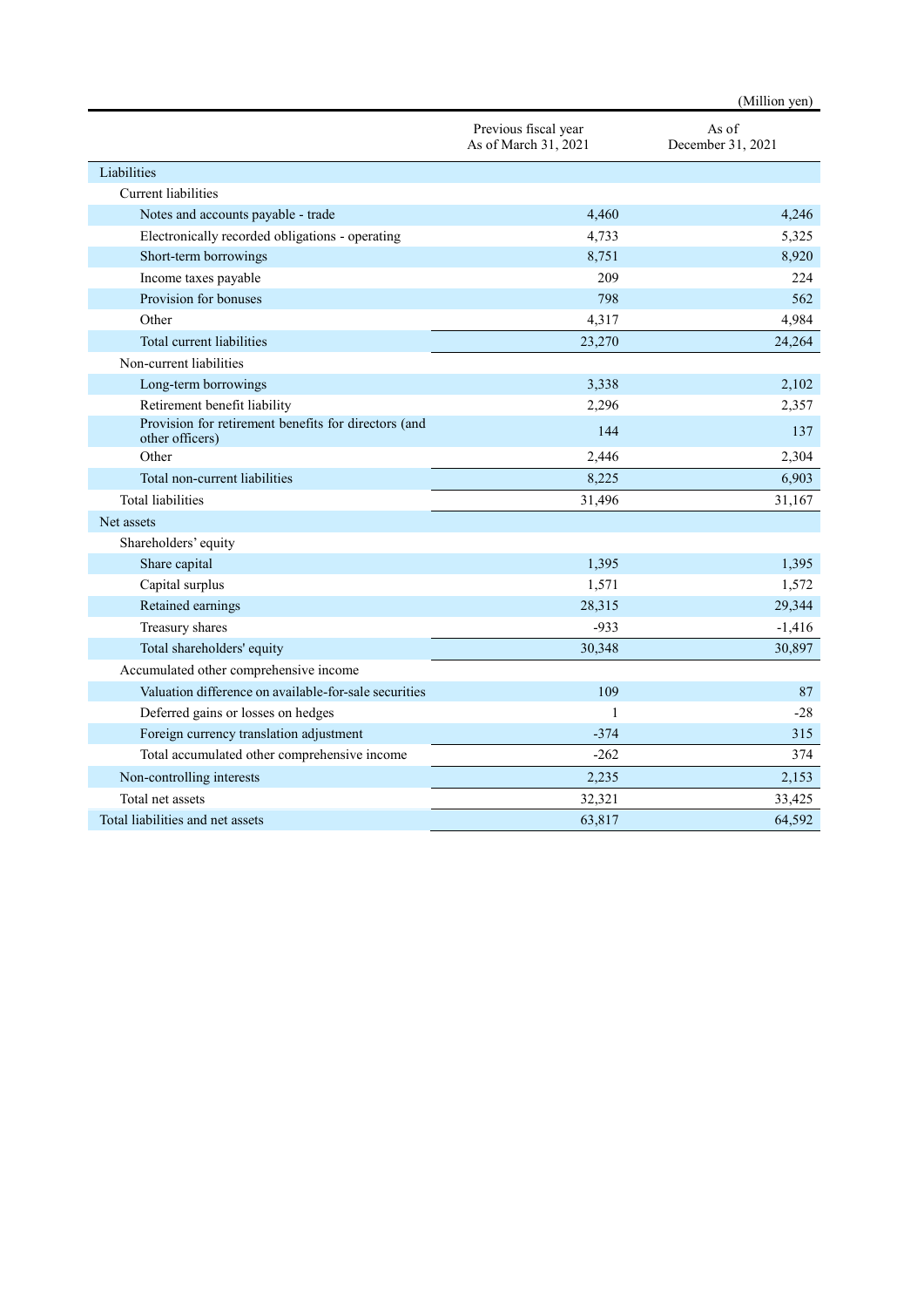(Million yen)

| | Previous fiscal year As of March 31, 2021 | As of December 31, 2021 |
|---|---|---|
| Liabilities | | |
| Current liabilities | | |
| Notes and accounts payable - trade | 4,460 | 4,246 |
| Electronically recorded obligations - operating | 4,733 | 5,325 |
| Short-term borrowings | 8,751 | 8,920 |
| Income taxes payable | 209 | 224 |
| Provision for bonuses | 798 | 562 |
| Other | 4,317 | 4,984 |
| Total current liabilities | 23,270 | 24,264 |
| Non-current liabilities | | |
| Long-term borrowings | 3,338 | 2,102 |
| Retirement benefit liability | 2,296 | 2,357 |
| Provision for retirement benefits for directors (and other officers) | 144 | 137 |
| Other | 2,446 | 2,304 |
| Total non-current liabilities | 8,225 | 6,903 |
| Total liabilities | 31,496 | 31,167 |
| Net assets | | |
| Shareholders' equity | | |
| Share capital | 1,395 | 1,395 |
| Capital surplus | 1,571 | 1,572 |
| Retained earnings | 28,315 | 29,344 |
| Treasury shares | -933 | -1,416 |
| Total shareholders' equity | 30,348 | 30,897 |
| Accumulated other comprehensive income | | |
| Valuation difference on available-for-sale securities | 109 | 87 |
| Deferred gains or losses on hedges | 1 | -28 |
| Foreign currency translation adjustment | -374 | 315 |
| Total accumulated other comprehensive income | -262 | 374 |
| Non-controlling interests | 2,235 | 2,153 |
| Total net assets | 32,321 | 33,425 |
| Total liabilities and net assets | 63,817 | 64,592 |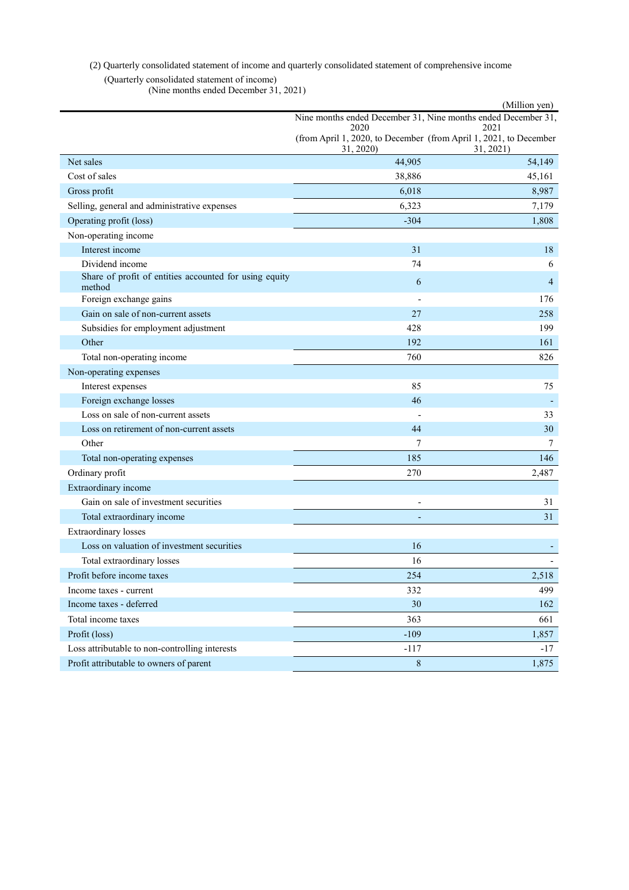(2) Quarterly consolidated statement of income and quarterly consolidated statement of comprehensive income

(Quarterly consolidated statement of income)

(Nine months ended December 31, 2021)

(Million yen)

| | Nine months ended December 31, 2020 (from April 1, 2020, to December 31, 2020) | Nine months ended December 31, 2021 (from April 1, 2021, to December 31, 2021) |
|---|---|---|
| Net sales | 44,905 | 54,149 |
| Cost of sales | 38,886 | 45,161 |
| Gross profit | 6,018 | 8,987 |
| Selling, general and administrative expenses | 6,323 | 7,179 |
| Operating profit (loss) | -304 | 1,808 |
| Non-operating income | | |
| Interest income | 31 | 18 |
| Dividend income | 74 | 6 |
| Share of profit of entities accounted for using equity method | 6 | 4 |
| Foreign exchange gains | - | 176 |
| Gain on sale of non-current assets | 27 | 258 |
| Subsidies for employment adjustment | 428 | 199 |
| Other | 192 | 161 |
| Total non-operating income | 760 | 826 |
| Non-operating expenses | | |
| Interest expenses | 85 | 75 |
| Foreign exchange losses | 46 | - |
| Loss on sale of non-current assets | - | 33 |
| Loss on retirement of non-current assets | 44 | 30 |
| Other | 7 | 7 |
| Total non-operating expenses | 185 | 146 |
| Ordinary profit | 270 | 2,487 |
| Extraordinary income | | |
| Gain on sale of investment securities | - | 31 |
| Total extraordinary income | - | 31 |
| Extraordinary losses | | |
| Loss on valuation of investment securities | 16 | - |
| Total extraordinary losses | 16 | - |
| Profit before income taxes | 254 | 2,518 |
| Income taxes - current | 332 | 499 |
| Income taxes - deferred | 30 | 162 |
| Total income taxes | 363 | 661 |
| Profit (loss) | -109 | 1,857 |
| Loss attributable to non-controlling interests | -117 | -17 |
| Profit attributable to owners of parent | 8 | 1,875 |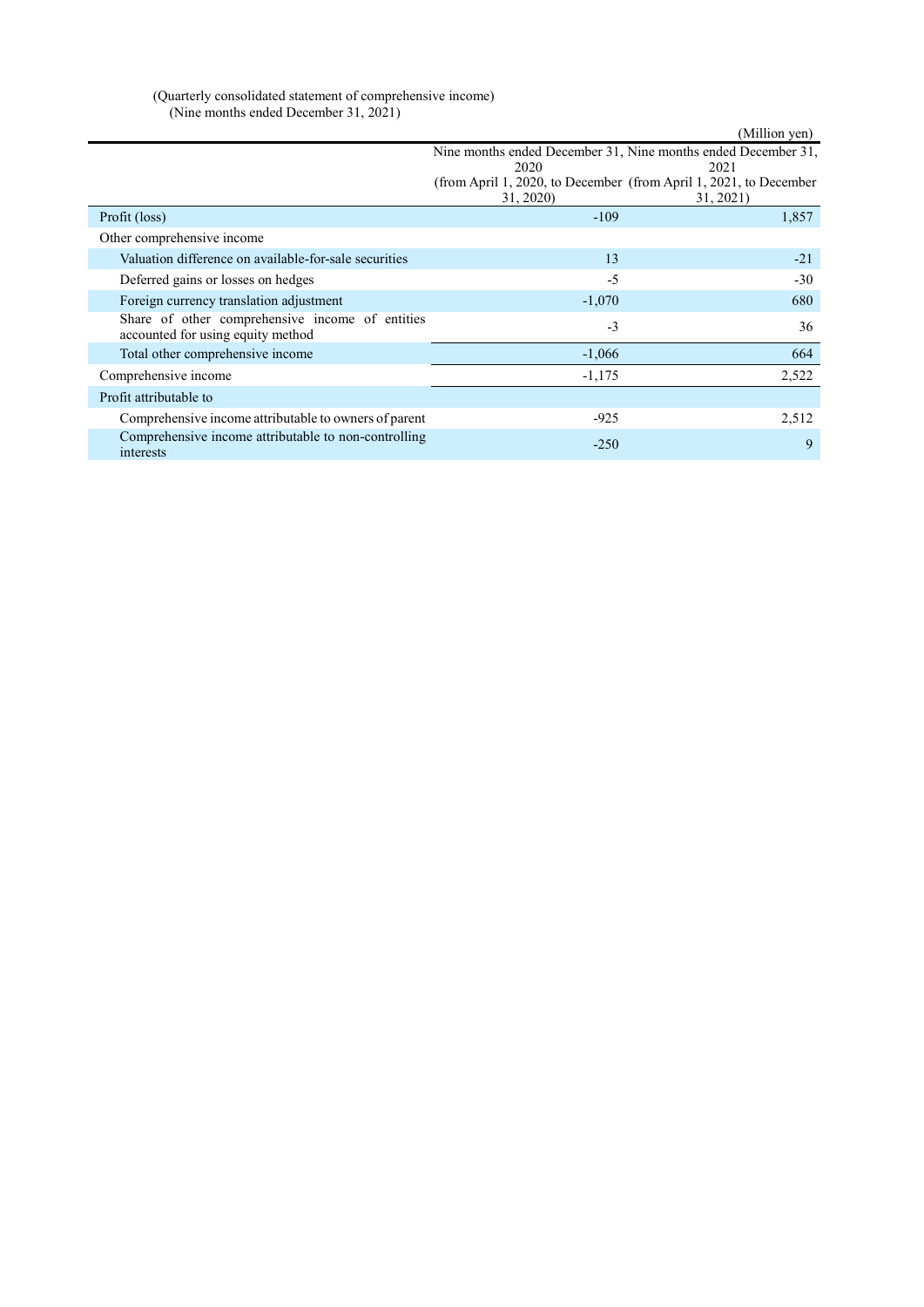(Quarterly consolidated statement of comprehensive income)
(Nine months ended December 31, 2021)

(Million yen)

| | Nine months ended December 31, 2020 (from April 1, 2020, to December 31, 2020) | Nine months ended December 31, 2021 (from April 1, 2021, to December 31, 2021) |
|---|---|---|
| Profit (loss) | -109 | 1,857 |
| Other comprehensive income | | |
| Valuation difference on available-for-sale securities | 13 | -21 |
| Deferred gains or losses on hedges | -5 | -30 |
| Foreign currency translation adjustment | -1,070 | 680 |
| Share of other comprehensive income of entities accounted for using equity method | -3 | 36 |
| Total other comprehensive income | -1,066 | 664 |
| Comprehensive income | -1,175 | 2,522 |
| Profit attributable to | | |
| Comprehensive income attributable to owners of parent | -925 | 2,512 |
| Comprehensive income attributable to non-controlling interests | -250 | 9 |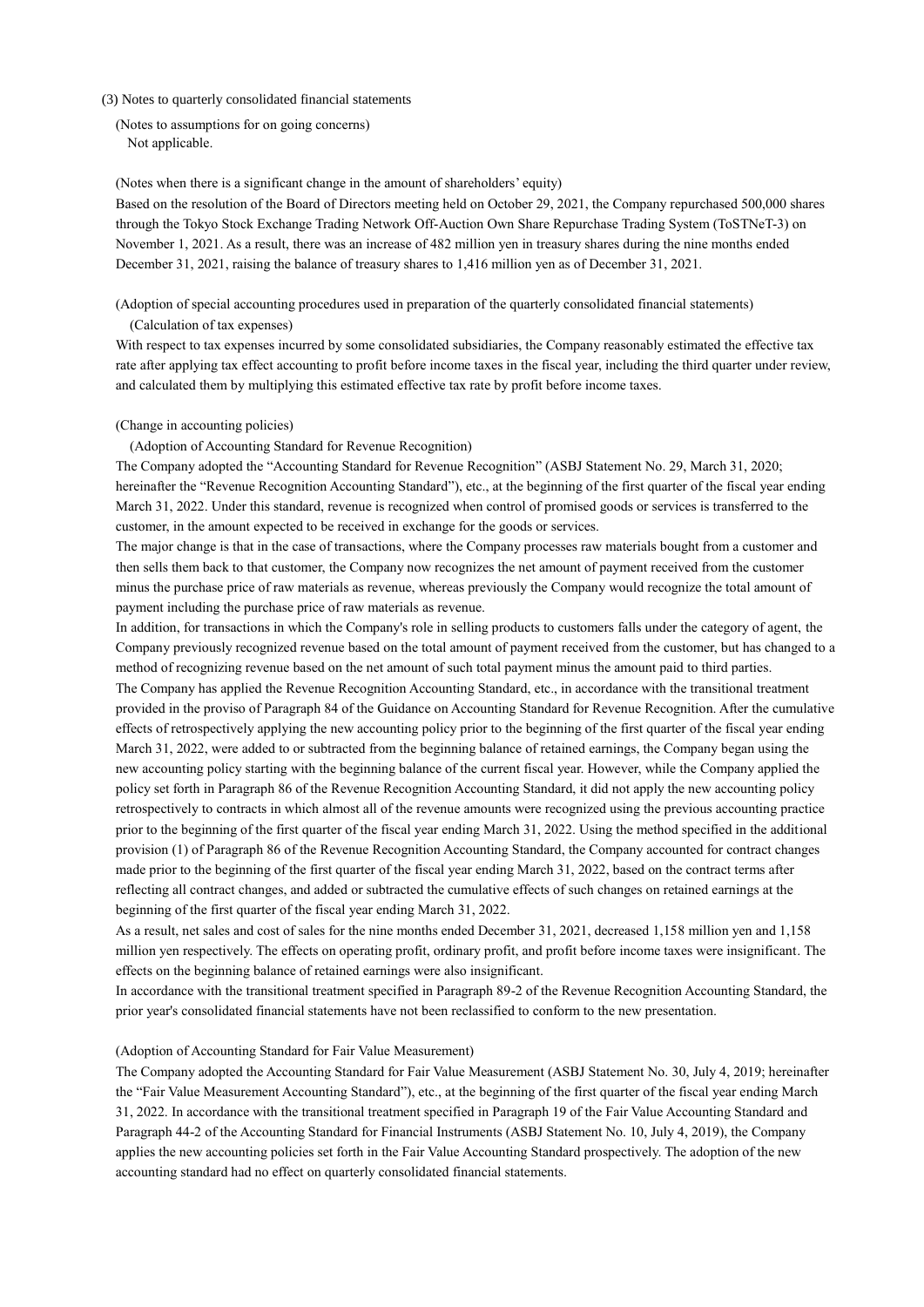### (3) Notes to quarterly consolidated financial statements

(Notes to assumptions for on going concerns)

Not applicable.

(Notes when there is a significant change in the amount of shareholders' equity)

Based on the resolution of the Board of Directors meeting held on October 29, 2021, the Company repurchased 500,000 shares through the Tokyo Stock Exchange Trading Network Off-Auction Own Share Repurchase Trading System (ToSTNeT-3) on November 1, 2021. As a result, there was an increase of 482 million yen in treasury shares during the nine months ended December 31, 2021, raising the balance of treasury shares to 1,416 million yen as of December 31, 2021.

(Adoption of special accounting procedures used in preparation of the quarterly consolidated financial statements)

(Calculation of tax expenses)

With respect to tax expenses incurred by some consolidated subsidiaries, the Company reasonably estimated the effective tax rate after applying tax effect accounting to profit before income taxes in the fiscal year, including the third quarter under review, and calculated them by multiplying this estimated effective tax rate by profit before income taxes.

(Change in accounting policies)

(Adoption of Accounting Standard for Revenue Recognition)

The Company adopted the "Accounting Standard for Revenue Recognition" (ASBJ Statement No. 29, March 31, 2020; hereinafter the "Revenue Recognition Accounting Standard"), etc., at the beginning of the first quarter of the fiscal year ending March 31, 2022. Under this standard, revenue is recognized when control of promised goods or services is transferred to the customer, in the amount expected to be received in exchange for the goods or services.

The major change is that in the case of transactions, where the Company processes raw materials bought from a customer and then sells them back to that customer, the Company now recognizes the net amount of payment received from the customer minus the purchase price of raw materials as revenue, whereas previously the Company would recognize the total amount of payment including the purchase price of raw materials as revenue.

In addition, for transactions in which the Company's role in selling products to customers falls under the category of agent, the Company previously recognized revenue based on the total amount of payment received from the customer, but has changed to a method of recognizing revenue based on the net amount of such total payment minus the amount paid to third parties.

The Company has applied the Revenue Recognition Accounting Standard, etc., in accordance with the transitional treatment provided in the proviso of Paragraph 84 of the Guidance on Accounting Standard for Revenue Recognition. After the cumulative effects of retrospectively applying the new accounting policy prior to the beginning of the first quarter of the fiscal year ending March 31, 2022, were added to or subtracted from the beginning balance of retained earnings, the Company began using the new accounting policy starting with the beginning balance of the current fiscal year. However, while the Company applied the policy set forth in Paragraph 86 of the Revenue Recognition Accounting Standard, it did not apply the new accounting policy retrospectively to contracts in which almost all of the revenue amounts were recognized using the previous accounting practice prior to the beginning of the first quarter of the fiscal year ending March 31, 2022. Using the method specified in the additional provision (1) of Paragraph 86 of the Revenue Recognition Accounting Standard, the Company accounted for contract changes made prior to the beginning of the first quarter of the fiscal year ending March 31, 2022, based on the contract terms after reflecting all contract changes, and added or subtracted the cumulative effects of such changes on retained earnings at the beginning of the first quarter of the fiscal year ending March 31, 2022.

As a result, net sales and cost of sales for the nine months ended December 31, 2021, decreased 1,158 million yen and 1,158 million yen respectively. The effects on operating profit, ordinary profit, and profit before income taxes were insignificant. The effects on the beginning balance of retained earnings were also insignificant.

In accordance with the transitional treatment specified in Paragraph 89-2 of the Revenue Recognition Accounting Standard, the prior year's consolidated financial statements have not been reclassified to conform to the new presentation.

(Adoption of Accounting Standard for Fair Value Measurement)

The Company adopted the Accounting Standard for Fair Value Measurement (ASBJ Statement No. 30, July 4, 2019; hereinafter the "Fair Value Measurement Accounting Standard"), etc., at the beginning of the first quarter of the fiscal year ending March 31, 2022. In accordance with the transitional treatment specified in Paragraph 19 of the Fair Value Accounting Standard and Paragraph 44-2 of the Accounting Standard for Financial Instruments (ASBJ Statement No. 10, July 4, 2019), the Company applies the new accounting policies set forth in the Fair Value Accounting Standard prospectively. The adoption of the new accounting standard had no effect on quarterly consolidated financial statements.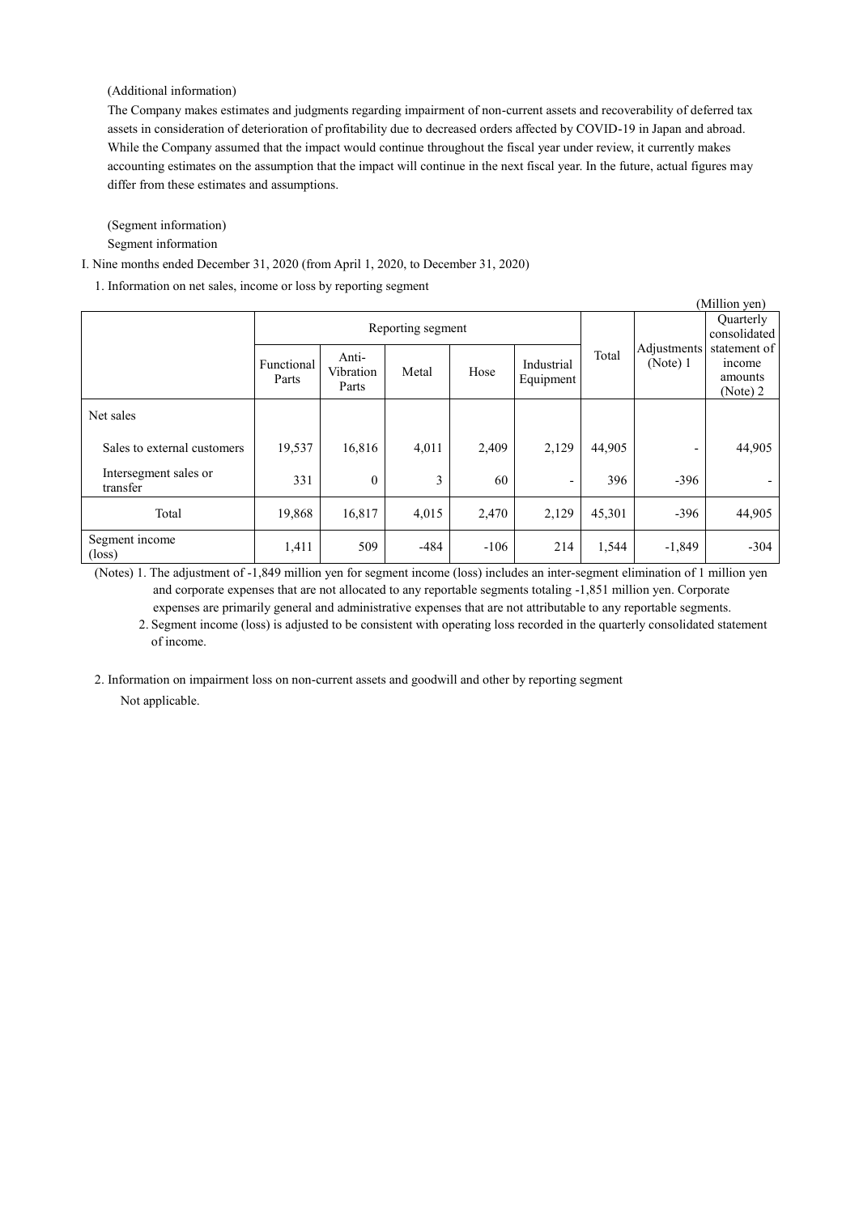(Additional information)

The Company makes estimates and judgments regarding impairment of non-current assets and recoverability of deferred tax assets in consideration of deterioration of profitability due to decreased orders affected by COVID-19 in Japan and abroad. While the Company assumed that the impact would continue throughout the fiscal year under review, it currently makes accounting estimates on the assumption that the impact will continue in the next fiscal year. In the future, actual figures may differ from these estimates and assumptions.

(Segment information)

Segment information

I. Nine months ended December 31, 2020 (from April 1, 2020, to December 31, 2020)

1. Information on net sales, income or loss by reporting segment

(Million yen)

| | Reporting segment | | | | | Total | Adjustments (Note) 1 | Quarterly consolidated statement of income amounts (Note) 2 |
|---|---|---|---|---|---|---|---|---|
| | Functional Parts | Anti-Vibration Parts | Metal | Hose | Industrial Equipment | | | |
| Net sales | | | | | | | | |
| Sales to external customers | 19,537 | 16,816 | 4,011 | 2,409 | 2,129 | 44,905 | - | 44,905 |
| Intersegment sales or transfer | 331 | 0 | 3 | 60 | - | 396 | -396 | - |
| Total | 19,868 | 16,817 | 4,015 | 2,470 | 2,129 | 45,301 | -396 | 44,905 |
| Segment income (loss) | 1,411 | 509 | -484 | -106 | 214 | 1,544 | -1,849 | -304 |

(Notes) 1. The adjustment of -1,849 million yen for segment income (loss) includes an inter-segment elimination of 1 million yen and corporate expenses that are not allocated to any reportable segments totaling -1,851 million yen. Corporate expenses are primarily general and administrative expenses that are not attributable to any reportable segments.

2. Segment income (loss) is adjusted to be consistent with operating loss recorded in the quarterly consolidated statement of income.

2. Information on impairment loss on non-current assets and goodwill and other by reporting segment

Not applicable.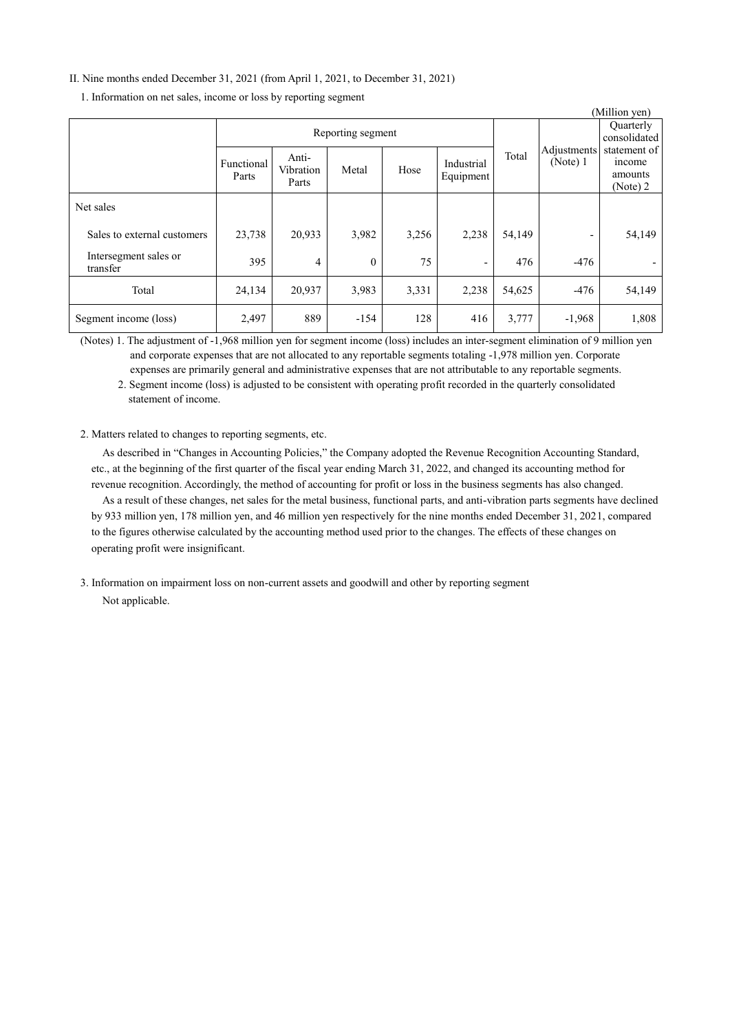II. Nine months ended December 31, 2021 (from April 1, 2021, to December 31, 2021)

1. Information on net sales, income or loss by reporting segment

(Million yen)

| | Reporting segment | | | | | Total | Adjustments (Note) 1 | Quarterly consolidated statement of income amounts (Note) 2 |
|---|---|---|---|---|---|---|---|---|
| | Functional Parts | Anti-Vibration Parts | Metal | Hose | Industrial Equipment | | | |
| Net sales | | | | | | | | |
| Sales to external customers | 23,738 | 20,933 | 3,982 | 3,256 | 2,238 | 54,149 | - | 54,149 |
| Intersegment sales or transfer | 395 | 4 | 0 | 75 | - | 476 | -476 | - |
| Total | 24,134 | 20,937 | 3,983 | 3,331 | 2,238 | 54,625 | -476 | 54,149 |
| Segment income (loss) | 2,497 | 889 | -154 | 128 | 416 | 3,777 | -1,968 | 1,808 |

(Notes) 1. The adjustment of -1,968 million yen for segment income (loss) includes an inter-segment elimination of 9 million yen and corporate expenses that are not allocated to any reportable segments totaling -1,978 million yen. Corporate expenses are primarily general and administrative expenses that are not attributable to any reportable segments.

2. Segment income (loss) is adjusted to be consistent with operating profit recorded in the quarterly consolidated statement of income.

2. Matters related to changes to reporting segments, etc.

As described in "Changes in Accounting Policies," the Company adopted the Revenue Recognition Accounting Standard, etc., at the beginning of the first quarter of the fiscal year ending March 31, 2022, and changed its accounting method for revenue recognition. Accordingly, the method of accounting for profit or loss in the business segments has also changed.

As a result of these changes, net sales for the metal business, functional parts, and anti-vibration parts segments have declined by 933 million yen, 178 million yen, and 46 million yen respectively for the nine months ended December 31, 2021, compared to the figures otherwise calculated by the accounting method used prior to the changes. The effects of these changes on operating profit were insignificant.

3. Information on impairment loss on non-current assets and goodwill and other by reporting segment

Not applicable.